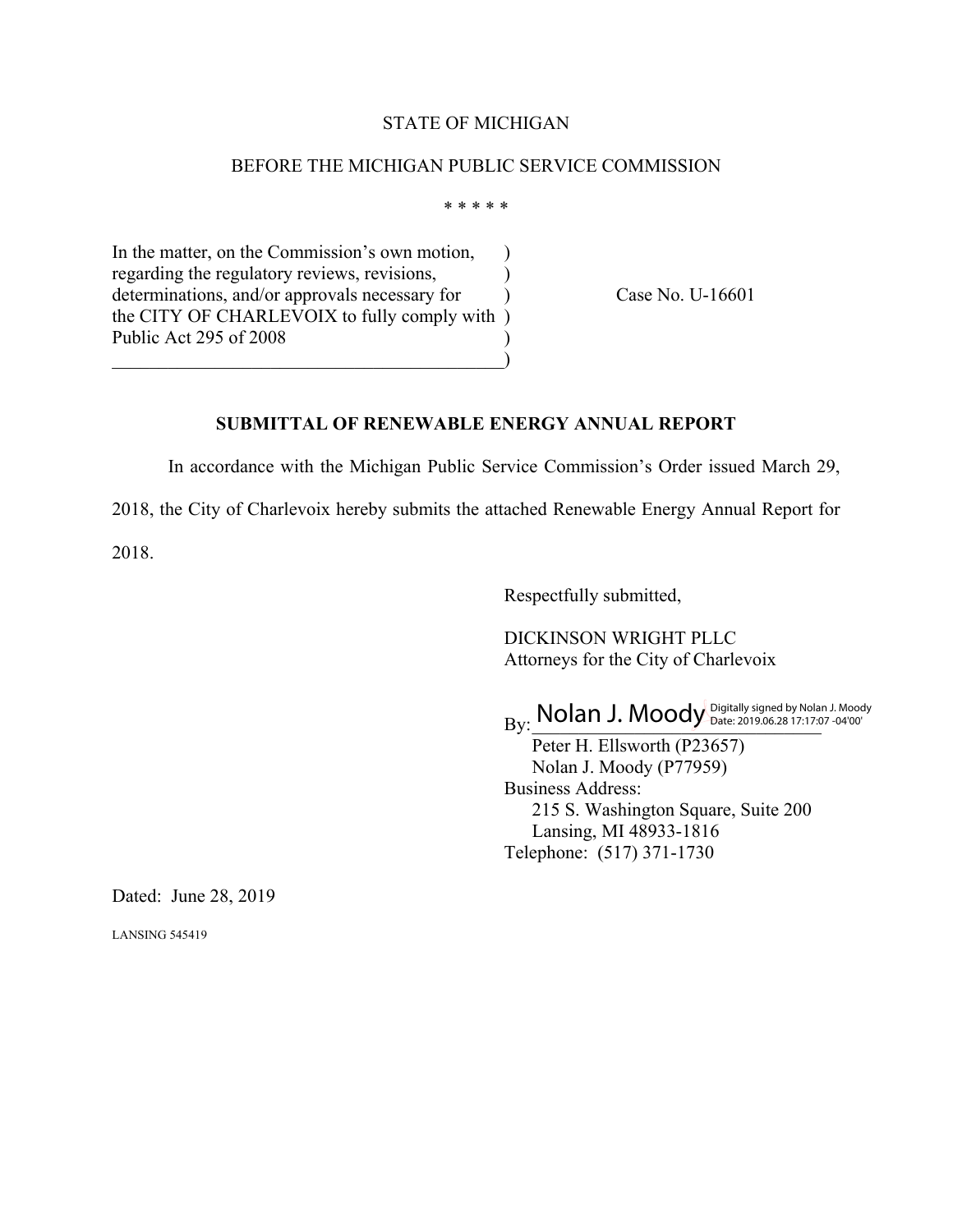STATE OF MICHIGAN

BEFORE THE MICHIGAN PUBLIC SERVICE COMMISSION

\* \* \* \* \*

| | | |
|---|---|---|
| In the matter, on the Commission's own motion, regarding the regulatory reviews, revisions, determinations, and/or approvals necessary for the CITY OF CHARLEVOIX to fully comply with Public Act 295 of 2008 | ) | Case No. U-16601 |

**SUBMITTAL OF RENEWABLE ENERGY ANNUAL REPORT**

In accordance with the Michigan Public Service Commission's Order issued March 29, 2018, the City of Charlevoix hereby submits the attached Renewable Energy Annual Report for 2018.

Respectfully submitted,

DICKINSON WRIGHT PLLC
Attorneys for the City of Charlevoix

By: Nolan J. Moody Digitally signed by Nolan J. Moody Date: 2019.06.28 17:17:07 -04'00'

Peter H. Ellsworth (P23657)
Nolan J. Moody (P77959)
Business Address:
215 S. Washington Square, Suite 200
Lansing, MI 48933-1816
Telephone: (517) 371-1730

Dated: June 28, 2019

LANSING 545419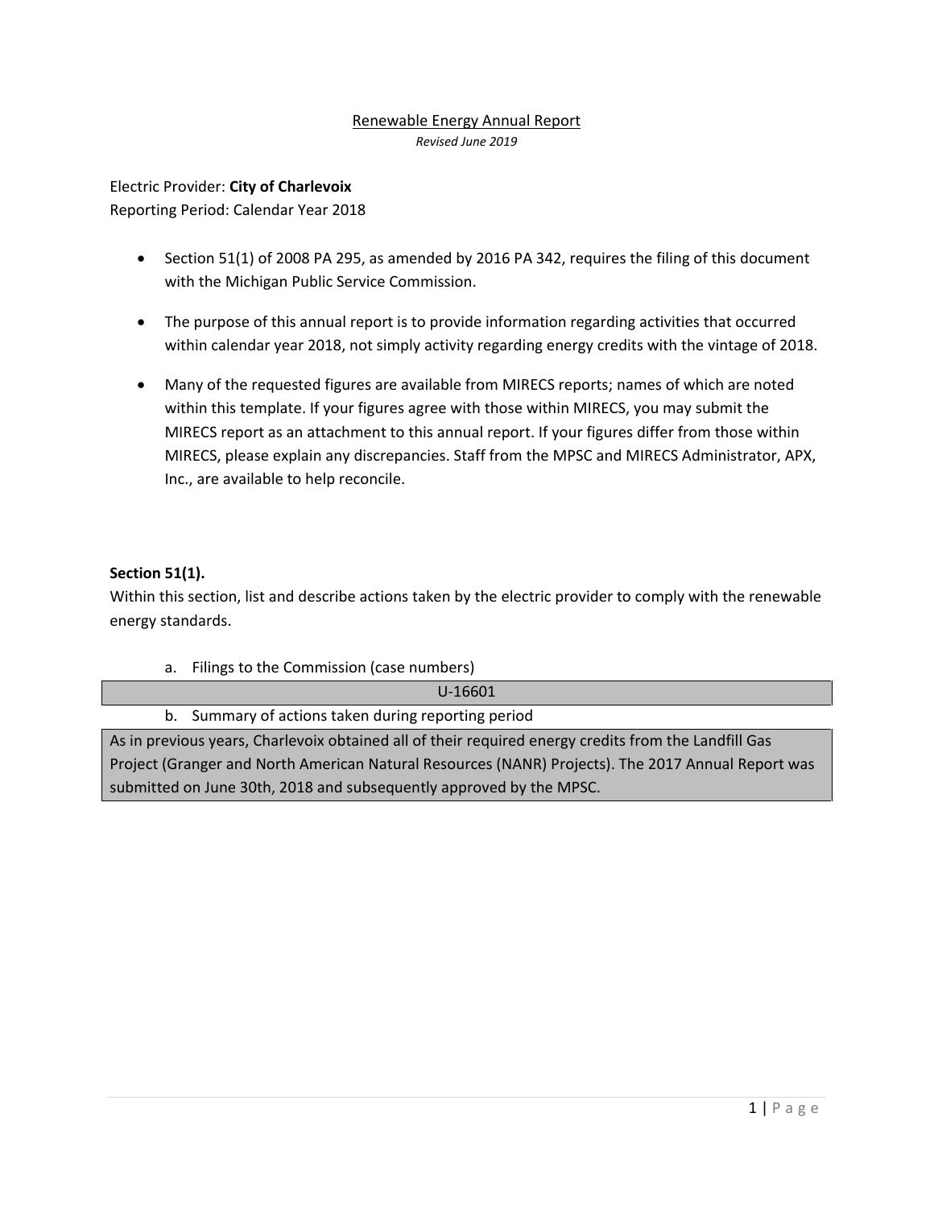Renewable Energy Annual Report

*Revised June 2019*

Electric Provider: **City of Charlevoix**

Reporting Period: Calendar Year 2018

- Section 51(1) of 2008 PA 295, as amended by 2016 PA 342, requires the filing of this document with the Michigan Public Service Commission.
- The purpose of this annual report is to provide information regarding activities that occurred within calendar year 2018, not simply activity regarding energy credits with the vintage of 2018.
- Many of the requested figures are available from MIRECS reports; names of which are noted within this template. If your figures agree with those within MIRECS, you may submit the MIRECS report as an attachment to this annual report. If your figures differ from those within MIRECS, please explain any discrepancies. Staff from the MPSC and MIRECS Administrator, APX, Inc., are available to help reconcile.

**Section 51(1).**

Within this section, list and describe actions taken by the electric provider to comply with the renewable energy standards.

a. Filings to the Commission (case numbers)

U-16601

b. Summary of actions taken during reporting period

As in previous years, Charlevoix obtained all of their required energy credits from the Landfill Gas Project (Granger and North American Natural Resources (NANR) Projects). The 2017 Annual Report was submitted on June 30th, 2018 and subsequently approved by the MPSC.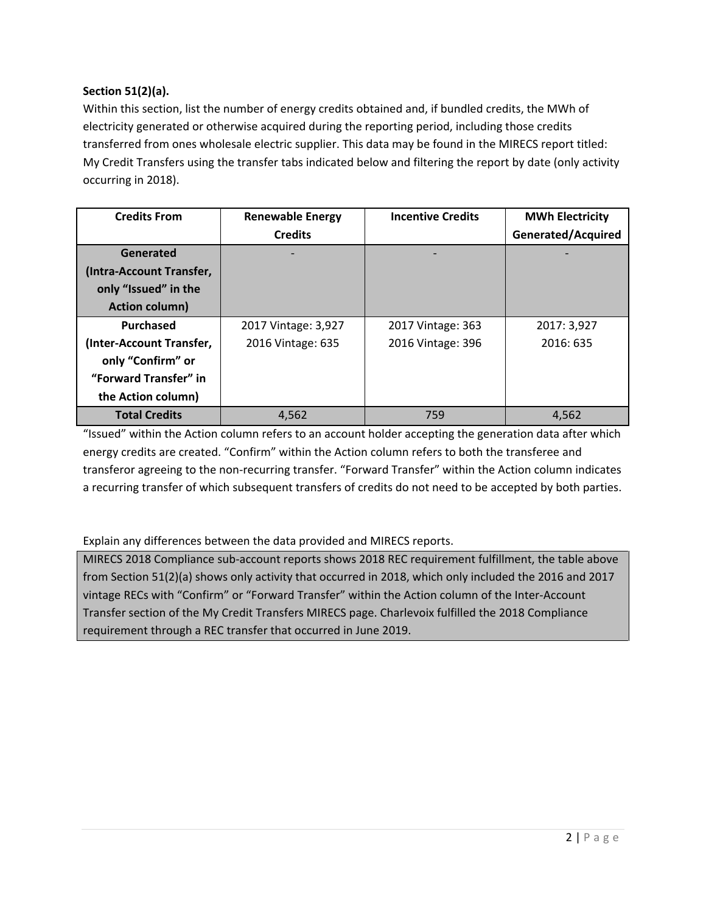**Section 51(2)(a).**

Within this section, list the number of energy credits obtained and, if bundled credits, the MWh of electricity generated or otherwise acquired during the reporting period, including those credits transferred from ones wholesale electric supplier. This data may be found in the MIRECS report titled: My Credit Transfers using the transfer tabs indicated below and filtering the report by date (only activity occurring in 2018).

| Credits From | Renewable Energy Credits | Incentive Credits | MWh Electricity Generated/Acquired |
|---|---|---|---|
| **Generated (Intra-Account Transfer, only "Issued" in the Action column)** | - | - | - |
| **Purchased (Inter-Account Transfer, only "Confirm" or "Forward Transfer" in the Action column)** | 2017 Vintage: 3,927<br>2016 Vintage: 635 | 2017 Vintage: 363<br>2016 Vintage: 396 | 2017: 3,927<br>2016: 635 |
| **Total Credits** | 4,562 | 759 | 4,562 |

"Issued" within the Action column refers to an account holder accepting the generation data after which energy credits are created. "Confirm" within the Action column refers to both the transferee and transferor agreeing to the non-recurring transfer. "Forward Transfer" within the Action column indicates a recurring transfer of which subsequent transfers of credits do not need to be accepted by both parties.

Explain any differences between the data provided and MIRECS reports.

MIRECS 2018 Compliance sub-account reports shows 2018 REC requirement fulfillment, the table above from Section 51(2)(a) shows only activity that occurred in 2018, which only included the 2016 and 2017 vintage RECs with "Confirm" or "Forward Transfer" within the Action column of the Inter-Account Transfer section of the My Credit Transfers MIRECS page. Charlevoix fulfilled the 2018 Compliance requirement through a REC transfer that occurred in June 2019.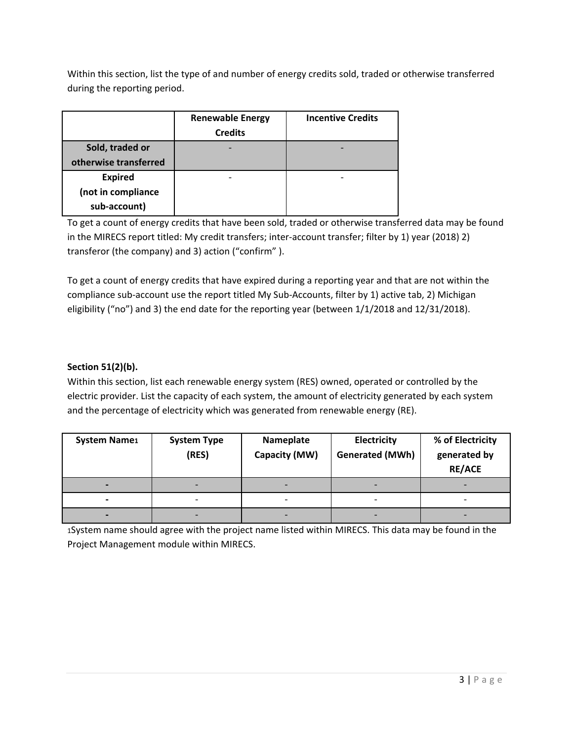Within this section, list the type of and number of energy credits sold, traded or otherwise transferred during the reporting period.

| | Renewable Energy Credits | Incentive Credits |
|---|---|---|
| **Sold, traded or otherwise transferred** | - | - |
| **Expired (not in compliance sub-account)** | - | - |

To get a count of energy credits that have been sold, traded or otherwise transferred data may be found in the MIRECS report titled: My credit transfers; inter-account transfer; filter by 1) year (2018) 2) transferor (the company) and 3) action ("confirm" ).

To get a count of energy credits that have expired during a reporting year and that are not within the compliance sub-account use the report titled My Sub-Accounts, filter by 1) active tab, 2) Michigan eligibility ("no") and 3) the end date for the reporting year (between 1/1/2018 and 12/31/2018).

**Section 51(2)(b).**

Within this section, list each renewable energy system (RES) owned, operated or controlled by the electric provider. List the capacity of each system, the amount of electricity generated by each system and the percentage of electricity which was generated from renewable energy (RE).

| System Name[1] | System Type (RES) | Nameplate Capacity (MW) | Electricity Generated (MWh) | % of Electricity generated by RE/ACE |
|---|---|---|---|---|
| - | - | - | - | - |
| - | - | - | - | - |
| - | - | - | - | - |

[1]System name should agree with the project name listed within MIRECS. This data may be found in the Project Management module within MIRECS.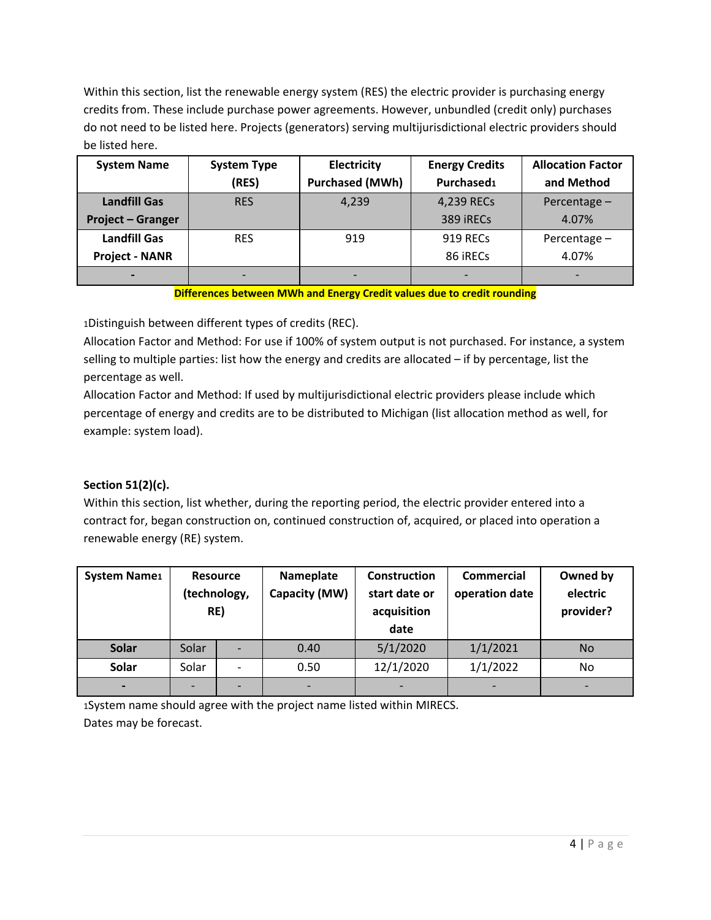Within this section, list the renewable energy system (RES) the electric provider is purchasing energy credits from. These include purchase power agreements. However, unbundled (credit only) purchases do not need to be listed here. Projects (generators) serving multijurisdictional electric providers should be listed here.

| System Name | System Type (RES) | Electricity Purchased (MWh) | Energy Credits Purchased[1] | Allocation Factor and Method |
|---|---|---|---|---|
| **Landfill Gas Project – Granger** | RES | 4,239 | 4,239 RECs 389 iRECs | Percentage – 4.07% |
| **Landfill Gas Project - NANR** | RES | 919 | 919 RECs 86 iRECs | Percentage – 4.07% |
| **-** | - | - | - | - |

**Differences between MWh and Energy Credit values due to credit rounding**

[1]Distinguish between different types of credits (REC).

Allocation Factor and Method: For use if 100% of system output is not purchased. For instance, a system selling to multiple parties: list how the energy and credits are allocated – if by percentage, list the percentage as well.

Allocation Factor and Method: If used by multijurisdictional electric providers please include which percentage of energy and credits are to be distributed to Michigan (list allocation method as well, for example: system load).

**Section 51(2)(c).**

Within this section, list whether, during the reporting period, the electric provider entered into a contract for, began construction on, continued construction of, acquired, or placed into operation a renewable energy (RE) system.

| System Name[1] | Resource (technology, RE) | | Nameplate Capacity (MW) | Construction start date or acquisition date | Commercial operation date | Owned by electric provider? |
|---|---|---|---|---|---|---|
| **Solar** | Solar | - | 0.40 | 5/1/2020 | 1/1/2021 | No |
| **Solar** | Solar | - | 0.50 | 12/1/2020 | 1/1/2022 | No |
| **-** | - | - | - | - | - | - |

[1]System name should agree with the project name listed within MIRECS.

Dates may be forecast.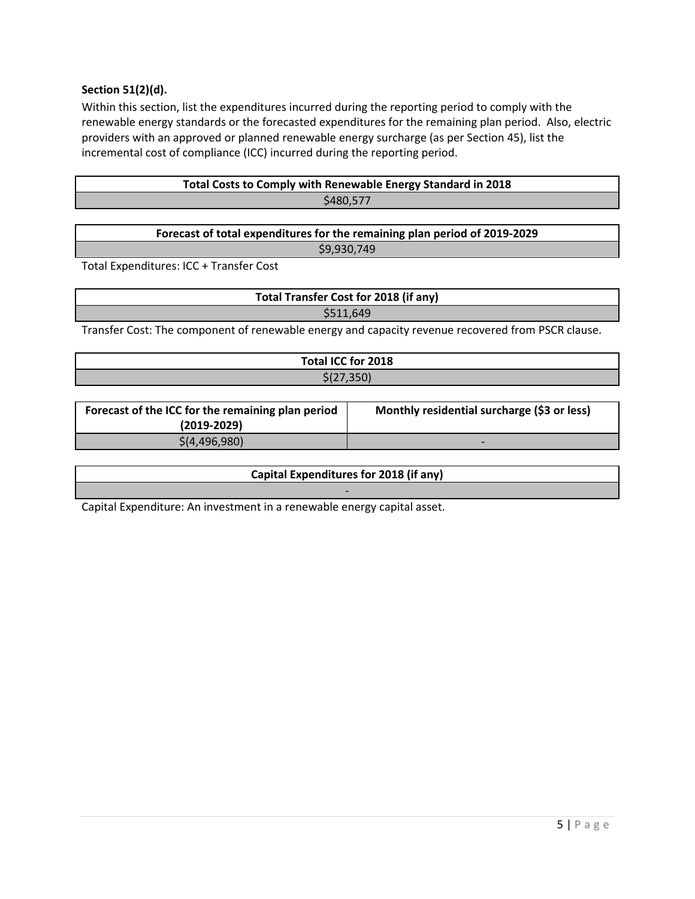**Section 51(2)(d).**

Within this section, list the expenditures incurred during the reporting period to comply with the renewable energy standards or the forecasted expenditures for the remaining plan period. Also, electric providers with an approved or planned renewable energy surcharge (as per Section 45), list the incremental cost of compliance (ICC) incurred during the reporting period.

| Total Costs to Comply with Renewable Energy Standard in 2018 |
| --- |
| $480,577 |

| Forecast of total expenditures for the remaining plan period of 2019-2029 |
| --- |
| $9,930,749 |

Total Expenditures: ICC + Transfer Cost

| Total Transfer Cost for 2018 (if any) |
| --- |
| $511,649 |

Transfer Cost: The component of renewable energy and capacity revenue recovered from PSCR clause.

| Total ICC for 2018 |
| --- |
| $(27,350) |

| Forecast of the ICC for the remaining plan period (2019-2029) | Monthly residential surcharge ($3 or less) |
| --- | --- |
| $(4,496,980) | - |

| Capital Expenditures for 2018 (if any) |
| --- |
| - |

Capital Expenditure: An investment in a renewable energy capital asset.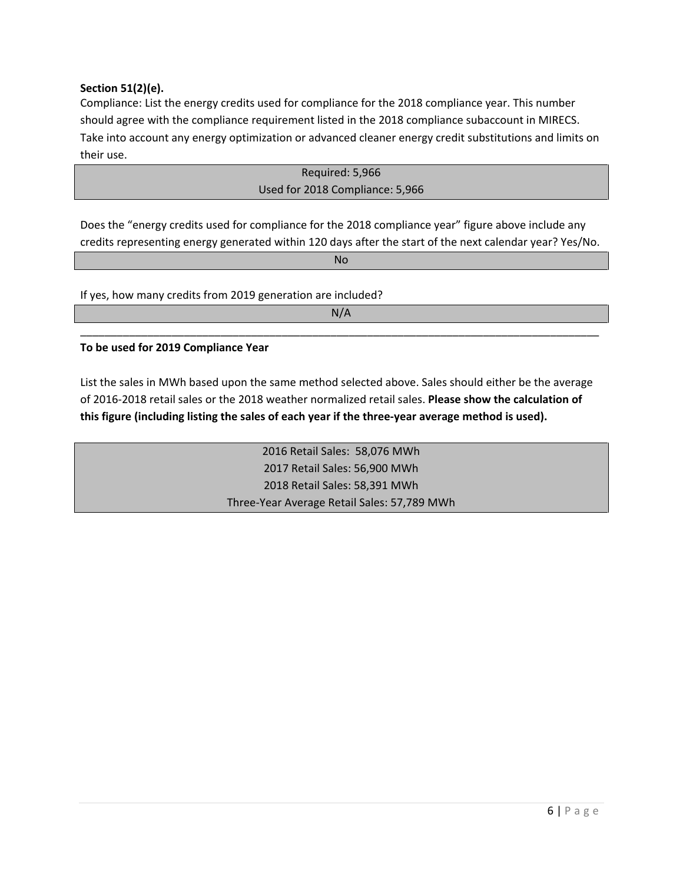**Section 51(2)(e).**

Compliance: List the energy credits used for compliance for the 2018 compliance year. This number should agree with the compliance requirement listed in the 2018 compliance subaccount in MIRECS. Take into account any energy optimization or advanced cleaner energy credit substitutions and limits on their use.

| |
|---|
| Required: 5,966<br>Used for 2018 Compliance: 5,966 |

Does the "energy credits used for compliance for the 2018 compliance year" figure above include any credits representing energy generated within 120 days after the start of the next calendar year? Yes/No.

| |
|---|
| No |

If yes, how many credits from 2019 generation are included?

| |
|---|
| N/A |

---

**To be used for 2019 Compliance Year**

List the sales in MWh based upon the same method selected above. Sales should either be the average of 2016-2018 retail sales or the 2018 weather normalized retail sales. **Please show the calculation of this figure (including listing the sales of each year if the three-year average method is used).**

| |
|---|
| 2016 Retail Sales: 58,076 MWh<br>2017 Retail Sales: 56,900 MWh<br>2018 Retail Sales: 58,391 MWh<br>Three-Year Average Retail Sales: 57,789 MWh |